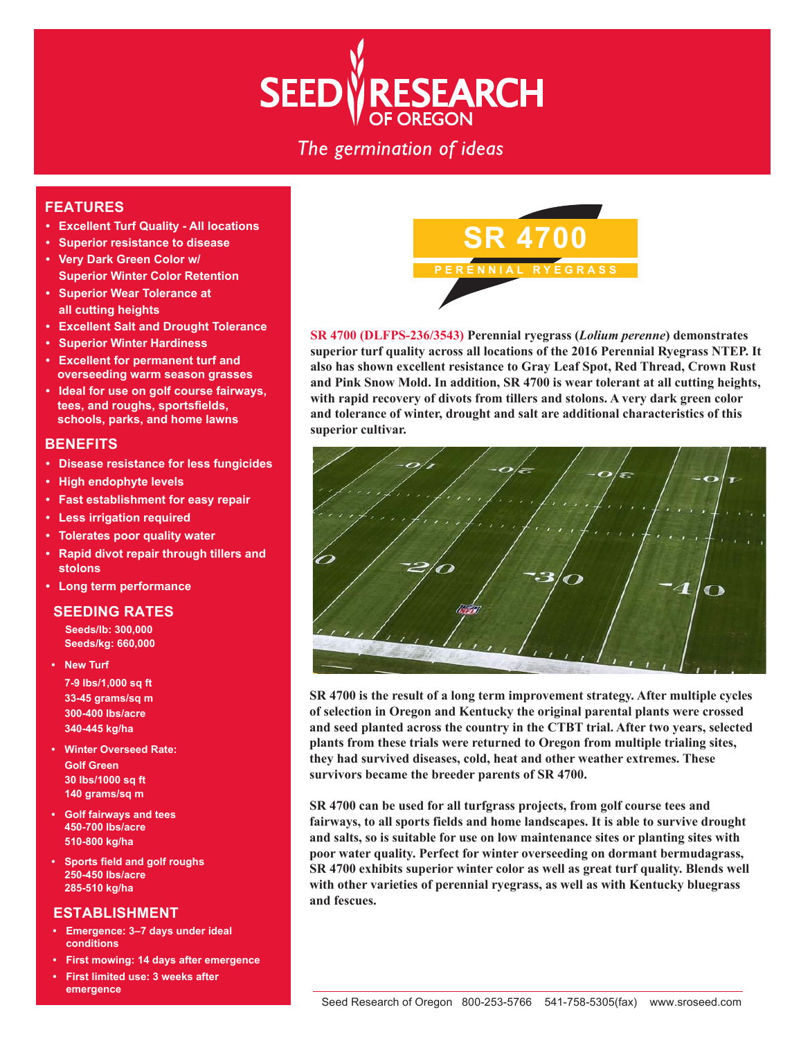# SEED RESEARCH OF OREGON

*The germination of ideas*

# SR 4700

PERENNIAL RYEGRASS

**SR 4700 (DLFPS-236/3543) Perennial ryegrass (*Lolium perenne*) demonstrates superior turf quality across all locations of the 2016 Perennial Ryegrass NTEP. It also has shown excellent resistance to Gray Leaf Spot, Red Thread, Crown Rust and Pink Snow Mold. In addition, SR 4700 is wear tolerant at all cutting heights, with rapid recovery of divots from tillers and stolons. A very dark green color and tolerance of winter, drought and salt are additional characteristics of this superior cultivar.**

**SR 4700 is the result of a long term improvement strategy. After multiple cycles of selection in Oregon and Kentucky the original parental plants were crossed and seed planted across the country in the CTBT trial. After two years, selected plants from these trials were returned to Oregon from multiple trialing sites, they had survived diseases, cold, heat and other weather extremes. These survivors became the breeder parents of SR 4700.**

**SR 4700 can be used for all turfgrass projects, from golf course tees and fairways, to all sports fields and home landscapes. It is able to survive drought and salts, so is suitable for use on low maintenance sites or planting sites with poor water quality. Perfect for winter overseeding on dormant bermudagrass, SR 4700 exhibits superior winter color as well as great turf quality. Blends well with other varieties of perennial ryegrass, as well as with Kentucky bluegrass and fescues.**

## FEATURES

- Excellent Turf Quality - All locations
- Superior resistance to disease
- Very Dark Green Color w/ Superior Winter Color Retention
- Superior Wear Tolerance at all cutting heights
- Excellent Salt and Drought Tolerance
- Superior Winter Hardiness
- Excellent for permanent turf and overseeding warm season grasses
- Ideal for use on golf course fairways, tees, and roughs, sportsfields, schools, parks, and home lawns

## BENEFITS

- Disease resistance for less fungicides
- High endophyte levels
- Fast establishment for easy repair
- Less irrigation required
- Tolerates poor quality water
- Rapid divot repair through tillers and stolons
- Long term performance

## SEEDING RATES

Seeds/lb: 300,000
Seeds/kg: 660,000

- New Turf
  7-9 lbs/1,000 sq ft
  33-45 grams/sq m
  300-400 lbs/acre
  340-445 kg/ha
- Winter Overseed Rate:
  Golf Green
  30 lbs/1000 sq ft
  140 grams/sq m
- Golf fairways and tees
  450-700 lbs/acre
  510-800 kg/ha
- Sports field and golf roughs
  250-450 lbs/acre
  285-510 kg/ha

## ESTABLISHMENT

- Emergence: 3–7 days under ideal conditions
- First mowing: 14 days after emergence
- First limited use: 3 weeks after emergence

Seed Research of Oregon 800-253-5766 541-758-5305(fax) www.sroseed.com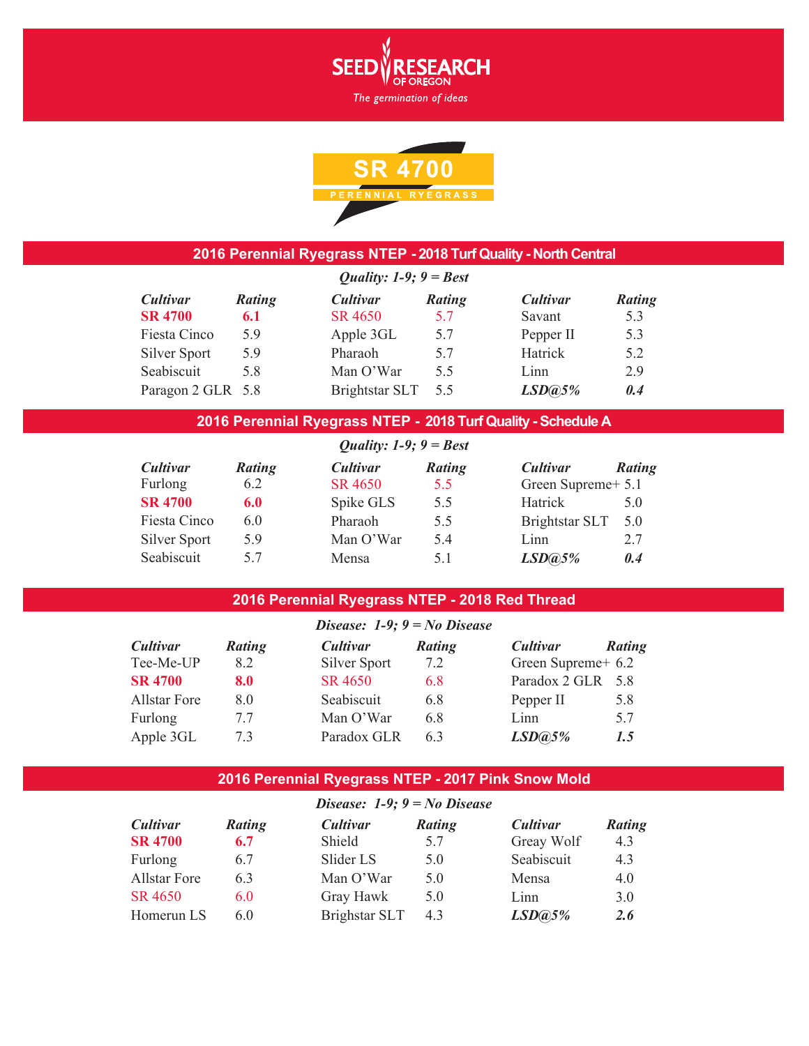SEED RESEARCH OF OREGON

*The germination of ideas*

# SR 4700

PERENNIAL RYEGRASS

## 2016 Perennial Ryegrass NTEP - 2018 Turf Quality - North Central

***Quality: 1-9; 9 = Best***

| *Cultivar* | *Rating* | *Cultivar* | *Rating* | *Cultivar* | *Rating* |
|---|---|---|---|---|---|
| **SR 4700** | **6.1** | SR 4650 | 5.7 | Savant | 5.3 |
| Fiesta Cinco | 5.9 | Apple 3GL | 5.7 | Pepper II | 5.3 |
| Silver Sport | 5.9 | Pharaoh | 5.7 | Hatrick | 5.2 |
| Seabiscuit | 5.8 | Man O'War | 5.5 | Linn | 2.9 |
| Paragon 2 GLR | 5.8 | Brightstar SLT | 5.5 | ***LSD@5%*** | ***0.4*** |

## 2016 Perennial Ryegrass NTEP - 2018 Turf Quality - Schedule A

***Quality: 1-9; 9 = Best***

| *Cultivar* | *Rating* | *Cultivar* | *Rating* | *Cultivar* | *Rating* |
|---|---|---|---|---|---|
| Furlong | 6.2 | SR 4650 | 5.5 | Green Supreme+ | 5.1 |
| **SR 4700** | **6.0** | Spike GLS | 5.5 | Hatrick | 5.0 |
| Fiesta Cinco | 6.0 | Pharaoh | 5.5 | Brightstar SLT | 5.0 |
| Silver Sport | 5.9 | Man O'War | 5.4 | Linn | 2.7 |
| Seabiscuit | 5.7 | Mensa | 5.1 | ***LSD@5%*** | ***0.4*** |

## 2016 Perennial Ryegrass NTEP - 2018 Red Thread

***Disease: 1-9; 9 = No Disease***

| *Cultivar* | *Rating* | *Cultivar* | *Rating* | *Cultivar* | *Rating* |
|---|---|---|---|---|---|
| Tee-Me-UP | 8.2 | Silver Sport | 7.2 | Green Supreme+ | 6.2 |
| **SR 4700** | **8.0** | SR 4650 | 6.8 | Paradox 2 GLR | 5.8 |
| Allstar Fore | 8.0 | Seabiscuit | 6.8 | Pepper II | 5.8 |
| Furlong | 7.7 | Man O'War | 6.8 | Linn | 5.7 |
| Apple 3GL | 7.3 | Paradox GLR | 6.3 | ***LSD@5%*** | ***1.5*** |

## 2016 Perennial Ryegrass NTEP - 2017 Pink Snow Mold

***Disease: 1-9; 9 = No Disease***

| *Cultivar* | *Rating* | *Cultivar* | *Rating* | *Cultivar* | *Rating* |
|---|---|---|---|---|---|
| **SR 4700** | **6.7** | Shield | 5.7 | Greay Wolf | 4.3 |
| Furlong | 6.7 | Slider LS | 5.0 | Seabiscuit | 4.3 |
| Allstar Fore | 6.3 | Man O'War | 5.0 | Mensa | 4.0 |
| SR 4650 | 6.0 | Gray Hawk | 5.0 | Linn | 3.0 |
| Homerun LS | 6.0 | Brighstar SLT | 4.3 | ***LSD@5%*** | ***2.6*** |